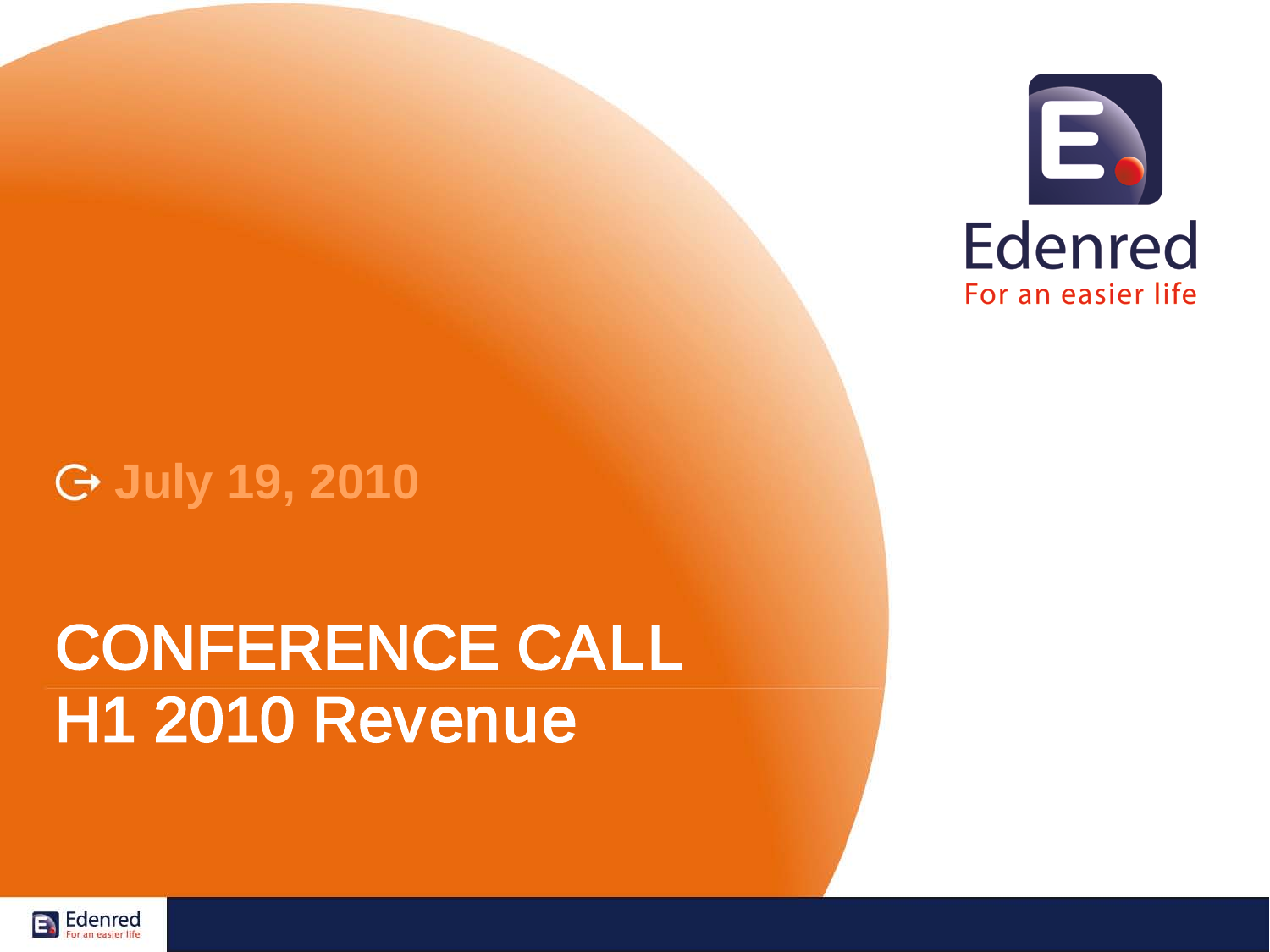Edenred

For an easier life

July 19, 2010

# CONFERENCE CALL

# H1 2010 Revenue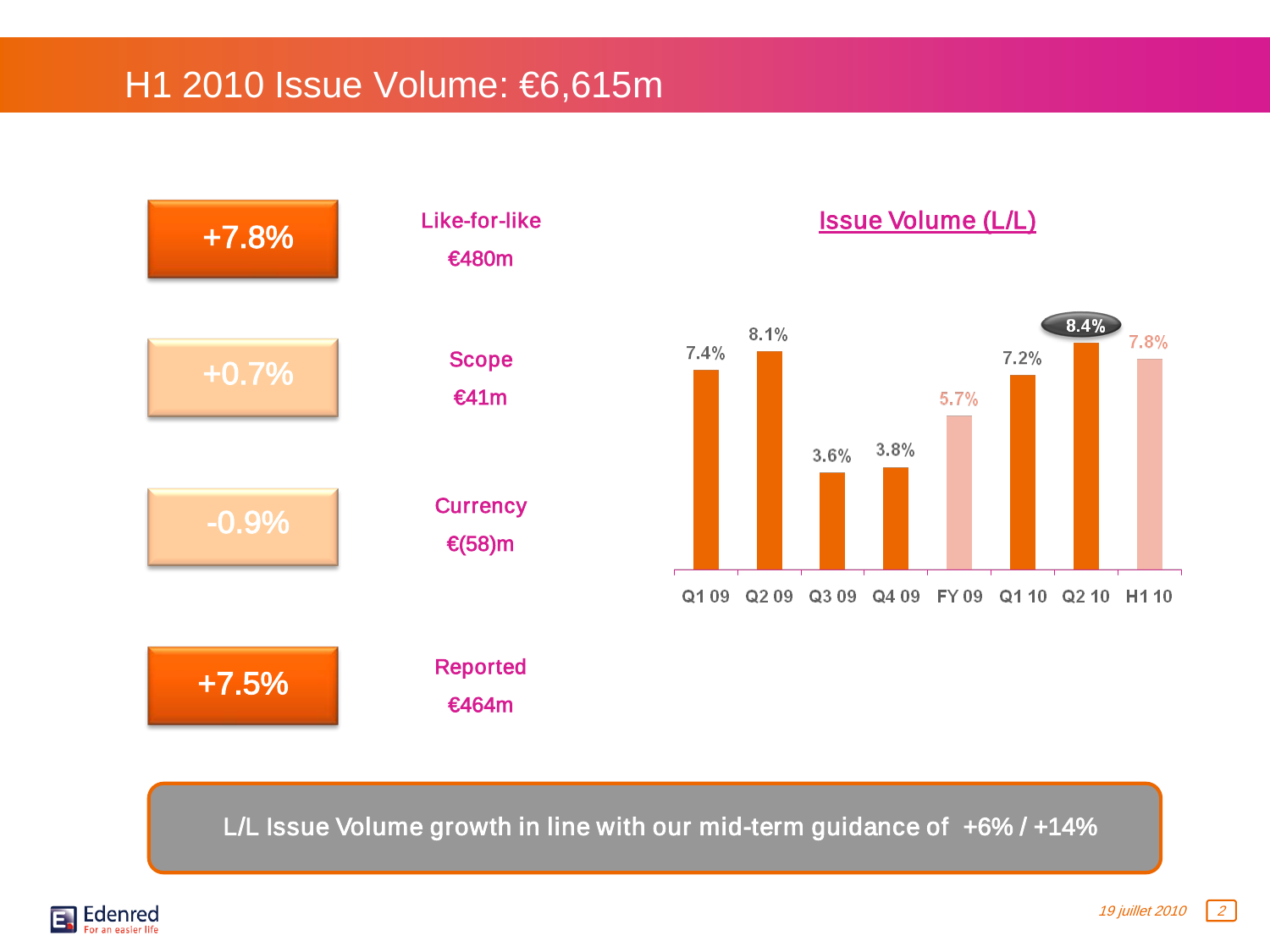# H1 2010 Issue Volume: €6,615m

| Growth | Component | Amount |
|---|---|---|
| +7.8% | Like-for-like | €480m |
| +0.7% | Scope | €41m |
| -0.9% | Currency | €(58)m |
| +7.5% | Reported | €464m |

## Issue Volume (L/L)

| Q1 09 | Q2 09 | Q3 09 | Q4 09 | FY 09 | Q1 10 | Q2 10 | H1 10 |
|---|---|---|---|---|---|---|---|
| 7.4% | 8.1% | 3.6% | 3.8% | 5.7% | 7.2% | 8.4% | 7.8% |

L/L Issue Volume growth in line with our mid-term guidance of +6% / +14%

19 juillet 2010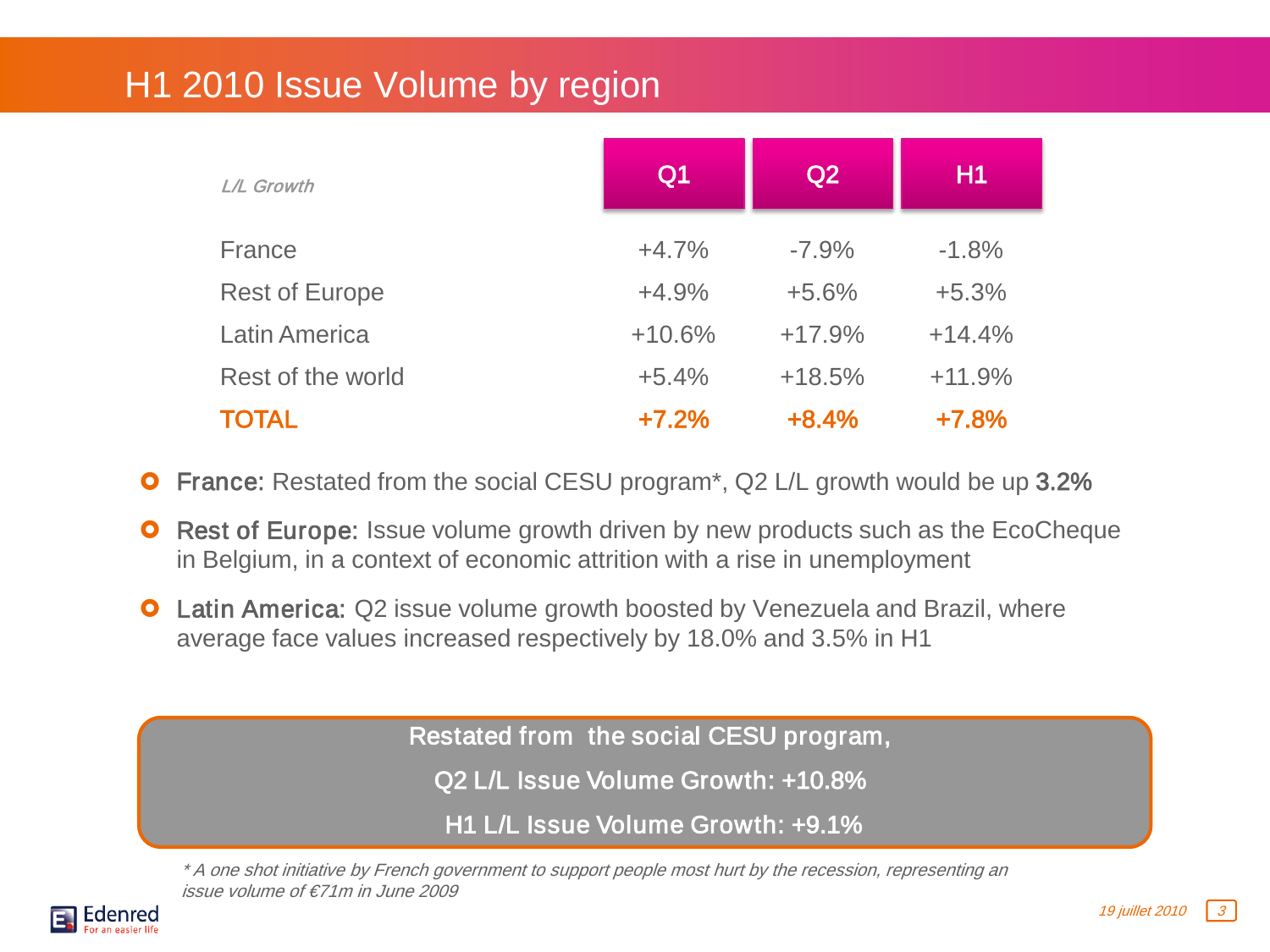# H1 2010 Issue Volume by region

| *L/L Growth* | Q1 | Q2 | H1 |
|---|---|---|---|
| France | +4.7% | -7.9% | -1.8% |
| Rest of Europe | +4.9% | +5.6% | +5.3% |
| Latin America | +10.6% | +17.9% | +14.4% |
| Rest of the world | +5.4% | +18.5% | +11.9% |
| **TOTAL** | **+7.2%** | **+8.4%** | **+7.8%** |

- **France:** Restated from the social CESU program*, Q2 L/L growth would be up **3.2%**
- **Rest of Europe:** Issue volume growth driven by new products such as the EcoCheque in Belgium, in a context of economic attrition with a rise in unemployment
- **Latin America:** Q2 issue volume growth boosted by Venezuela and Brazil, where average face values increased respectively by 18.0% and 3.5% in H1

**Restated from the social CESU program,**

**Q2 L/L Issue Volume Growth: +10.8%**

**H1 L/L Issue Volume Growth: +9.1%**

*\* A one shot initiative by French government to support people most hurt by the recession, representing an issue volume of €71m in June 2009*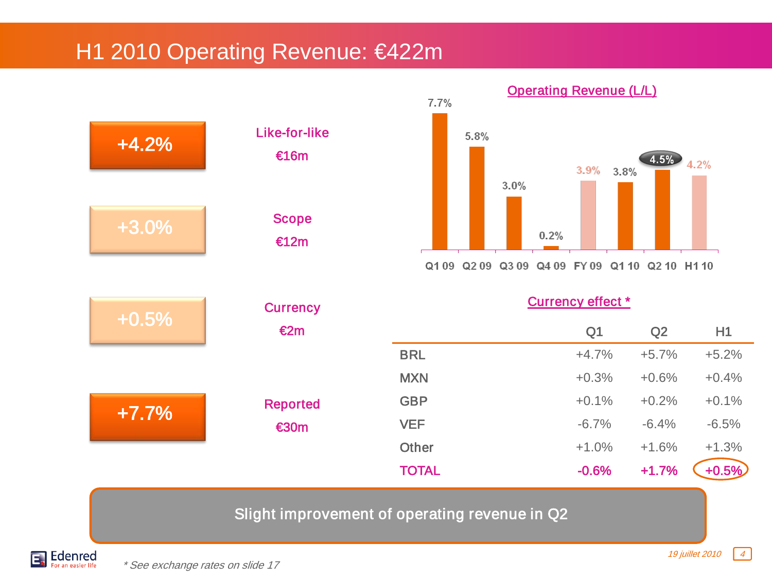# H1 2010 Operating Revenue: €422m

| | | |
|---|---|---|
| +4.2% | Like-for-like | €16m |
| +3.0% | Scope | €12m |
| +0.5% | Currency | €2m |
| +7.7% | Reported | €30m |

## Operating Revenue (L/L)

| Q1 09 | Q2 09 | Q3 09 | Q4 09 | FY 09 | Q1 10 | Q2 10 | H1 10 |
|---|---|---|---|---|---|---|---|
| 7.7% | 5.8% | 3.0% | 0.2% | 3.9% | 3.8% | 4.5% | 4.2% |

## Currency effect *

| | Q1 | Q2 | H1 |
|---|---|---|---|
| BRL | +4.7% | +5.7% | +5.2% |
| MXN | +0.3% | +0.6% | +0.4% |
| GBP | +0.1% | +0.2% | +0.1% |
| VEF | -6.7% | -6.4% | -6.5% |
| Other | +1.0% | +1.6% | +1.3% |
| TOTAL | -0.6% | +1.7% | +0.5% |

**Slight improvement of operating revenue in Q2**

*\* See exchange rates on slide 17*

*19 juillet 2010*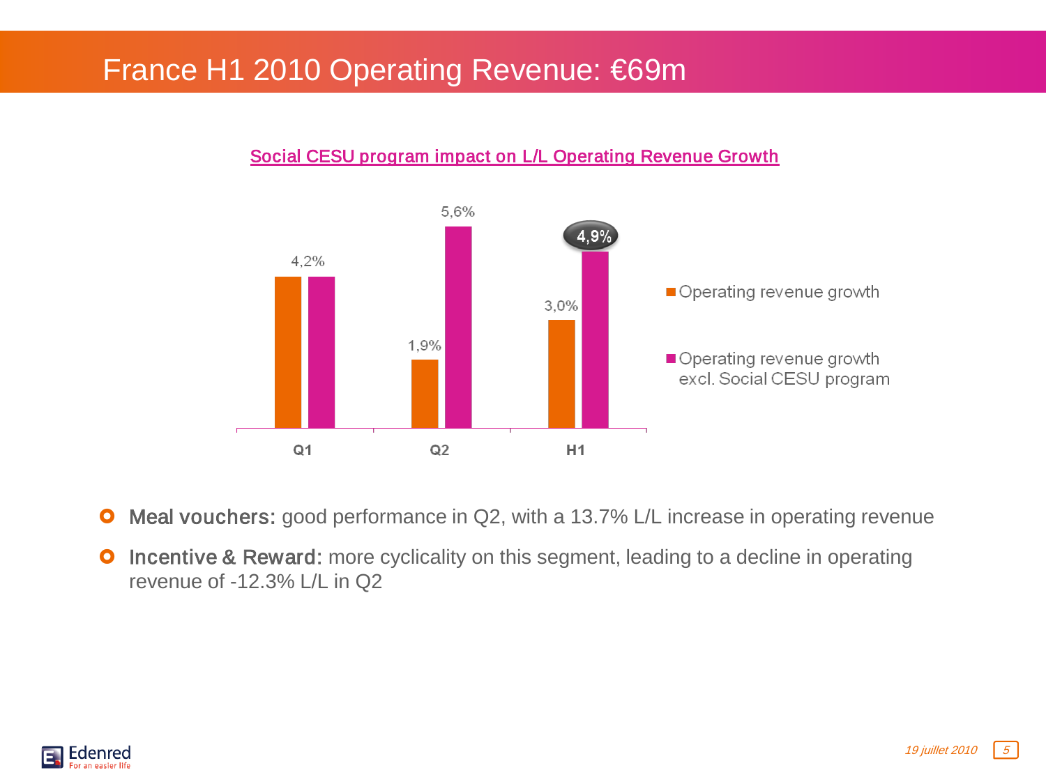# France H1 2010 Operating Revenue: €69m

**Social CESU program impact on L/L Operating Revenue Growth**

| | Q1 | Q2 | H1 |
|---|---|---|---|
| Operating revenue growth | 4,2% | 1,9% | 3,0% |
| Operating revenue growth excl. Social CESU program | 4,2% | 5,6% | 4,9% |

- **Meal vouchers:** good performance in Q2, with a 13.7% L/L increase in operating revenue
- **Incentive & Reward:** more cyclicality on this segment, leading to a decline in operating revenue of -12.3% L/L in Q2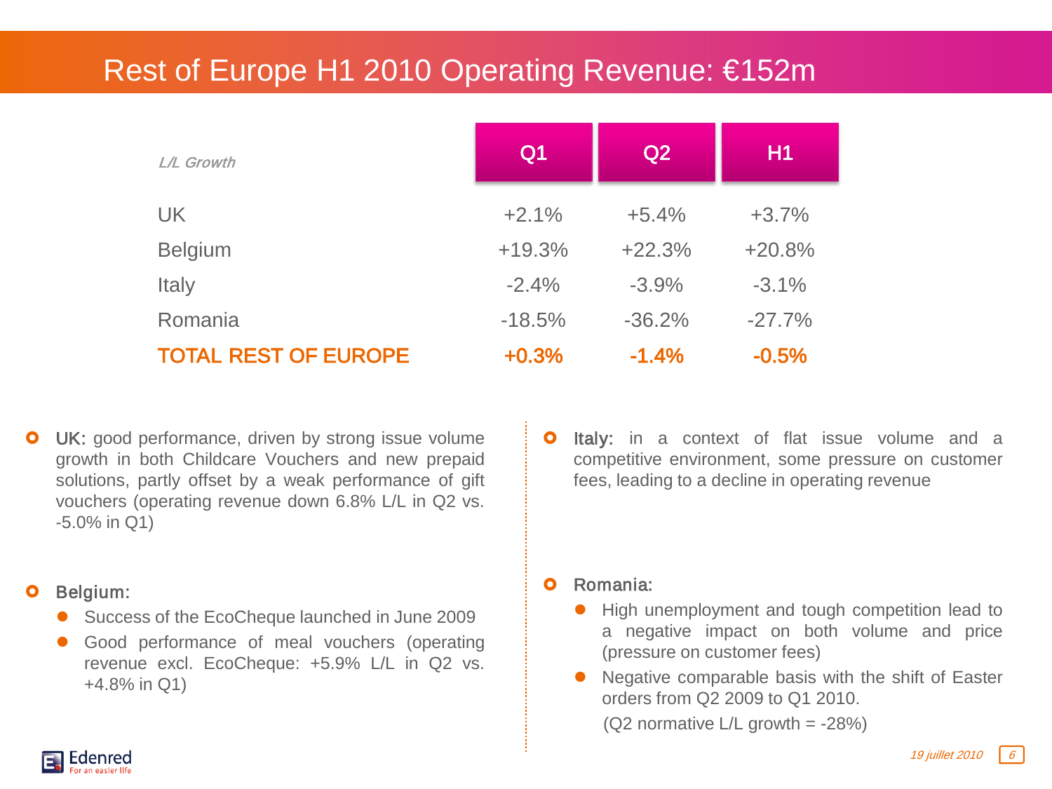# Rest of Europe H1 2010 Operating Revenue: €152m

| *L/L Growth* | Q1 | Q2 | H1 |
|---|---|---|---|
| UK | +2.1% | +5.4% | +3.7% |
| Belgium | +19.3% | +22.3% | +20.8% |
| Italy | -2.4% | -3.9% | -3.1% |
| Romania | -18.5% | -36.2% | -27.7% |
| **TOTAL REST OF EUROPE** | **+0.3%** | **-1.4%** | **-0.5%** |

- **UK:** good performance, driven by strong issue volume growth in both Childcare Vouchers and new prepaid solutions, partly offset by a weak performance of gift vouchers (operating revenue down 6.8% L/L in Q2 vs. -5.0% in Q1)

- **Belgium:**
  - Success of the EcoCheque launched in June 2009
  - Good performance of meal vouchers (operating revenue excl. EcoCheque: +5.9% L/L in Q2 vs. +4.8% in Q1)

- **Italy:** in a context of flat issue volume and a competitive environment, some pressure on customer fees, leading to a decline in operating revenue

- **Romania:**
  - High unemployment and tough competition lead to a negative impact on both volume and price (pressure on customer fees)
  - Negative comparable basis with the shift of Easter orders from Q2 2009 to Q1 2010.

    (Q2 normative L/L growth = -28%)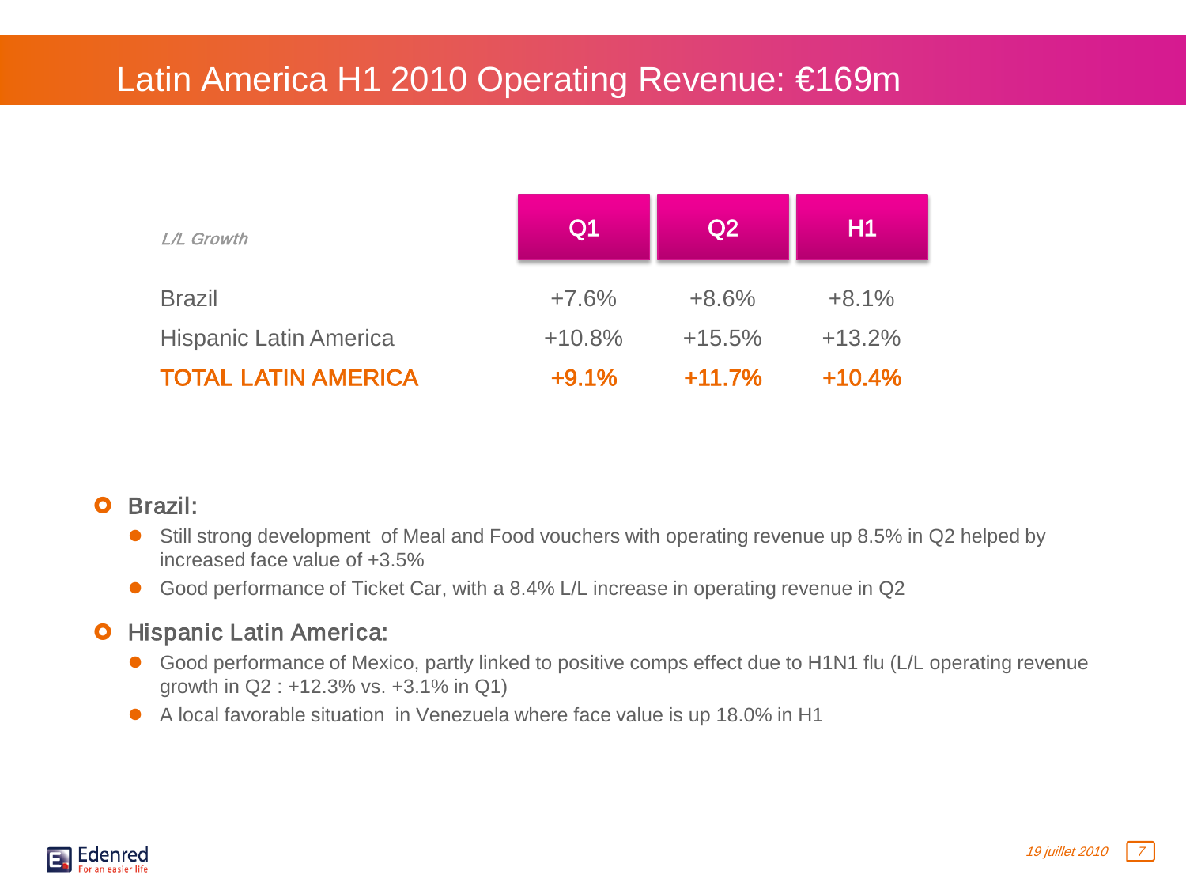# Latin America H1 2010 Operating Revenue: €169m

| *L/L Growth* | Q1 | Q2 | H1 |
|---|---|---|---|
| Brazil | +7.6% | +8.6% | +8.1% |
| Hispanic Latin America | +10.8% | +15.5% | +13.2% |
| **TOTAL LATIN AMERICA** | **+9.1%** | **+11.7%** | **+10.4%** |

- **Brazil:**
  - Still strong development of Meal and Food vouchers with operating revenue up 8.5% in Q2 helped by increased face value of +3.5%
  - Good performance of Ticket Car, with a 8.4% L/L increase in operating revenue in Q2
- **Hispanic Latin America:**
  - Good performance of Mexico, partly linked to positive comps effect due to H1N1 flu (L/L operating revenue growth in Q2 : +12.3% vs. +3.1% in Q1)
  - A local favorable situation in Venezuela where face value is up 18.0% in H1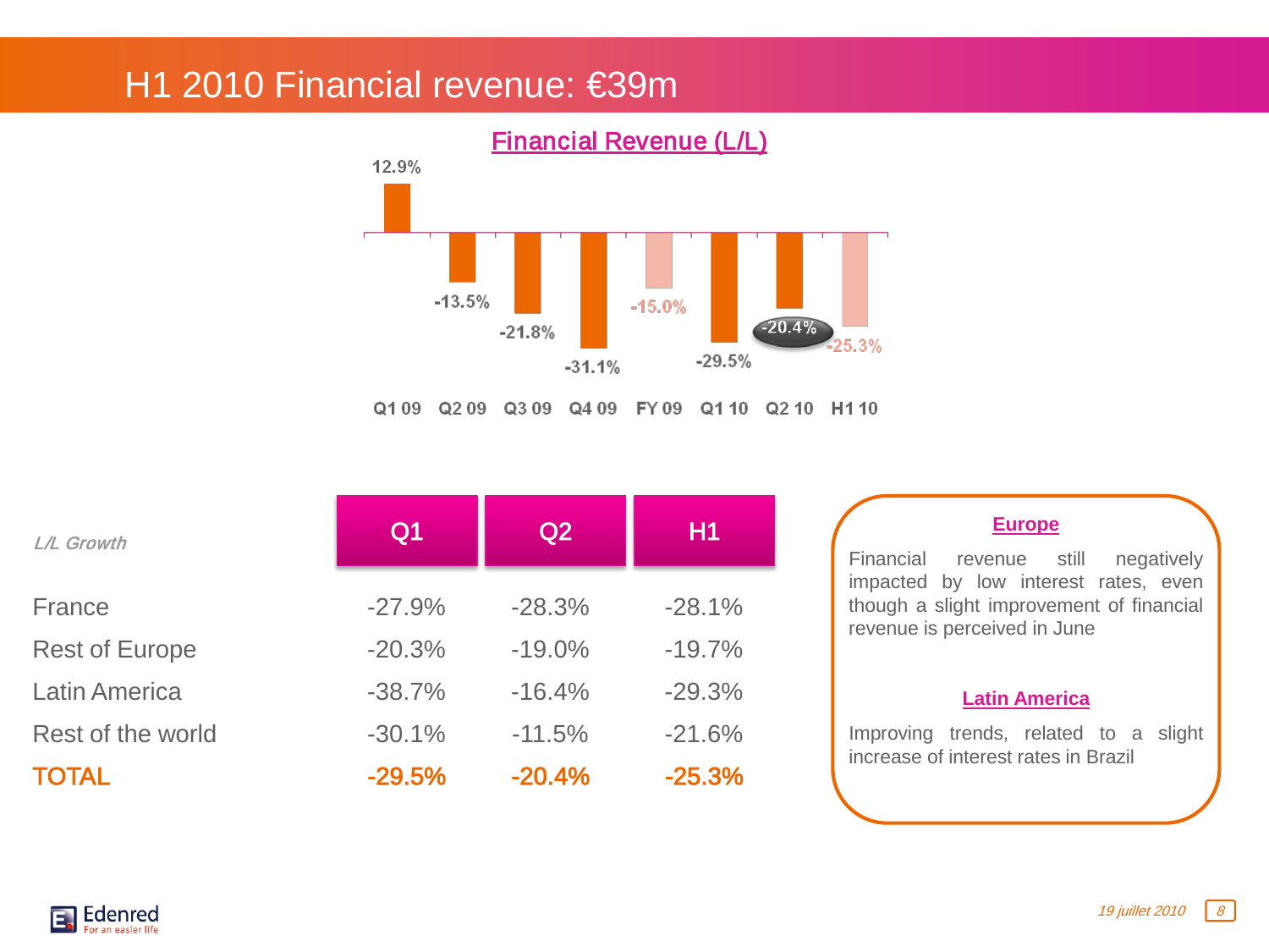# H1 2010 Financial revenue: €39m

## Financial Revenue (L/L)

| Q1 09 | Q2 09 | Q3 09 | Q4 09 | FY 09 | Q1 10 | Q2 10 | H1 10 |
|---|---|---|---|---|---|---|---|
| 12.9% | -13.5% | -21.8% | -31.1% | -15.0% | -29.5% | -20.4% | -25.3% |

| *L/L Growth* | Q1 | Q2 | H1 |
|---|---|---|---|
| France | -27.9% | -28.3% | -28.1% |
| Rest of Europe | -20.3% | -19.0% | -19.7% |
| Latin America | -38.7% | -16.4% | -29.3% |
| Rest of the world | -30.1% | -11.5% | -21.6% |
| **TOTAL** | **-29.5%** | **-20.4%** | **-25.3%** |

**Europe**

Financial revenue still negatively impacted by low interest rates, even though a slight improvement of financial revenue is perceived in June

**Latin America**

Improving trends, related to a slight increase of interest rates in Brazil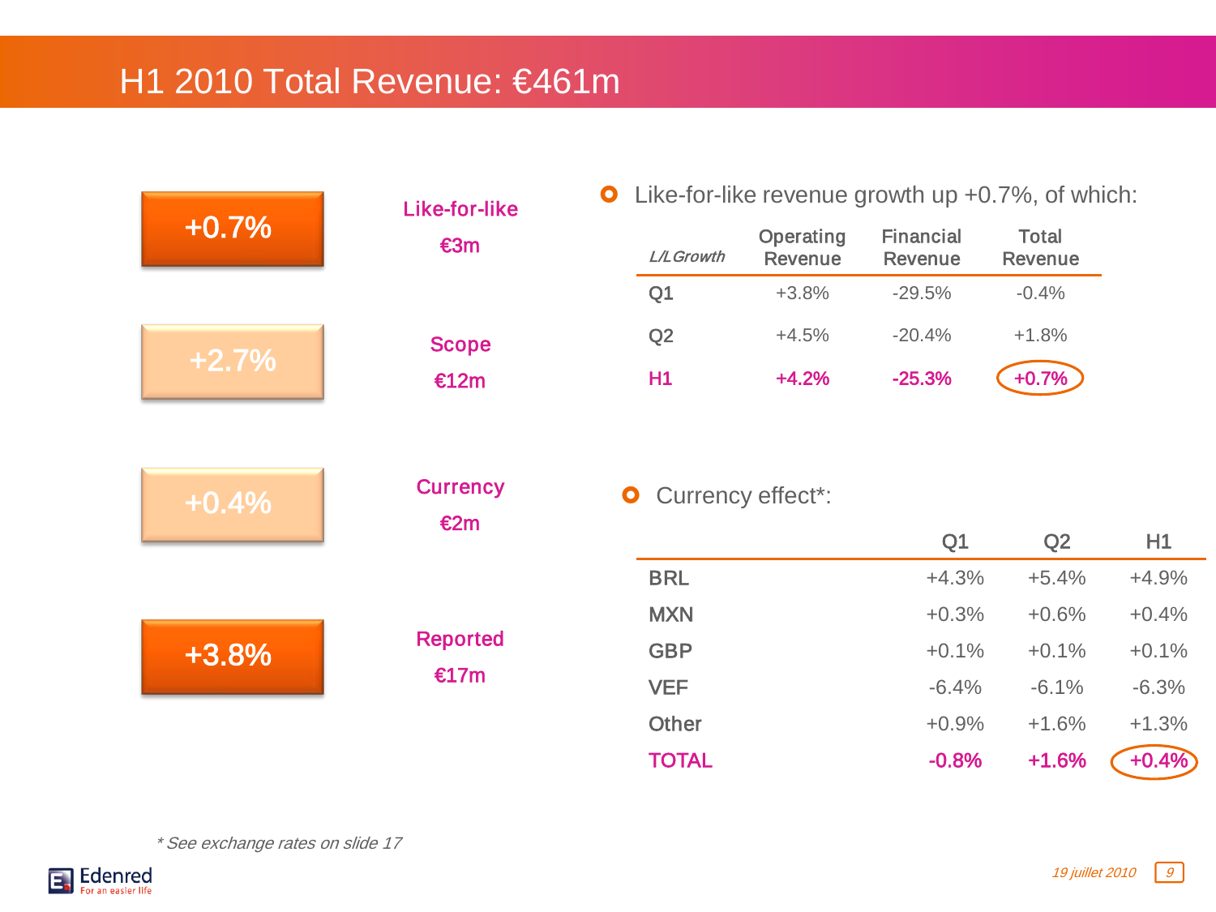# H1 2010 Total Revenue: €461m

| | | |
|---|---|---|
| +0.7% | Like-for-like | €3m |
| +2.7% | Scope | €12m |
| +0.4% | Currency | €2m |
| +3.8% | Reported | €17m |

- Like-for-like revenue growth up +0.7%, of which:

| *L/L Growth* | Operating Revenue | Financial Revenue | Total Revenue |
|---|---|---|---|
| Q1 | +3.8% | -29.5% | -0.4% |
| Q2 | +4.5% | -20.4% | +1.8% |
| **H1** | **+4.2%** | **-25.3%** | **+0.7%** |

- Currency effect*:

| | Q1 | Q2 | H1 |
|---|---|---|---|
| BRL | +4.3% | +5.4% | +4.9% |
| MXN | +0.3% | +0.6% | +0.4% |
| GBP | +0.1% | +0.1% | +0.1% |
| VEF | -6.4% | -6.1% | -6.3% |
| Other | +0.9% | +1.6% | +1.3% |
| **TOTAL** | **-0.8%** | **+1.6%** | **+0.4%** |

*\* See exchange rates on slide 17*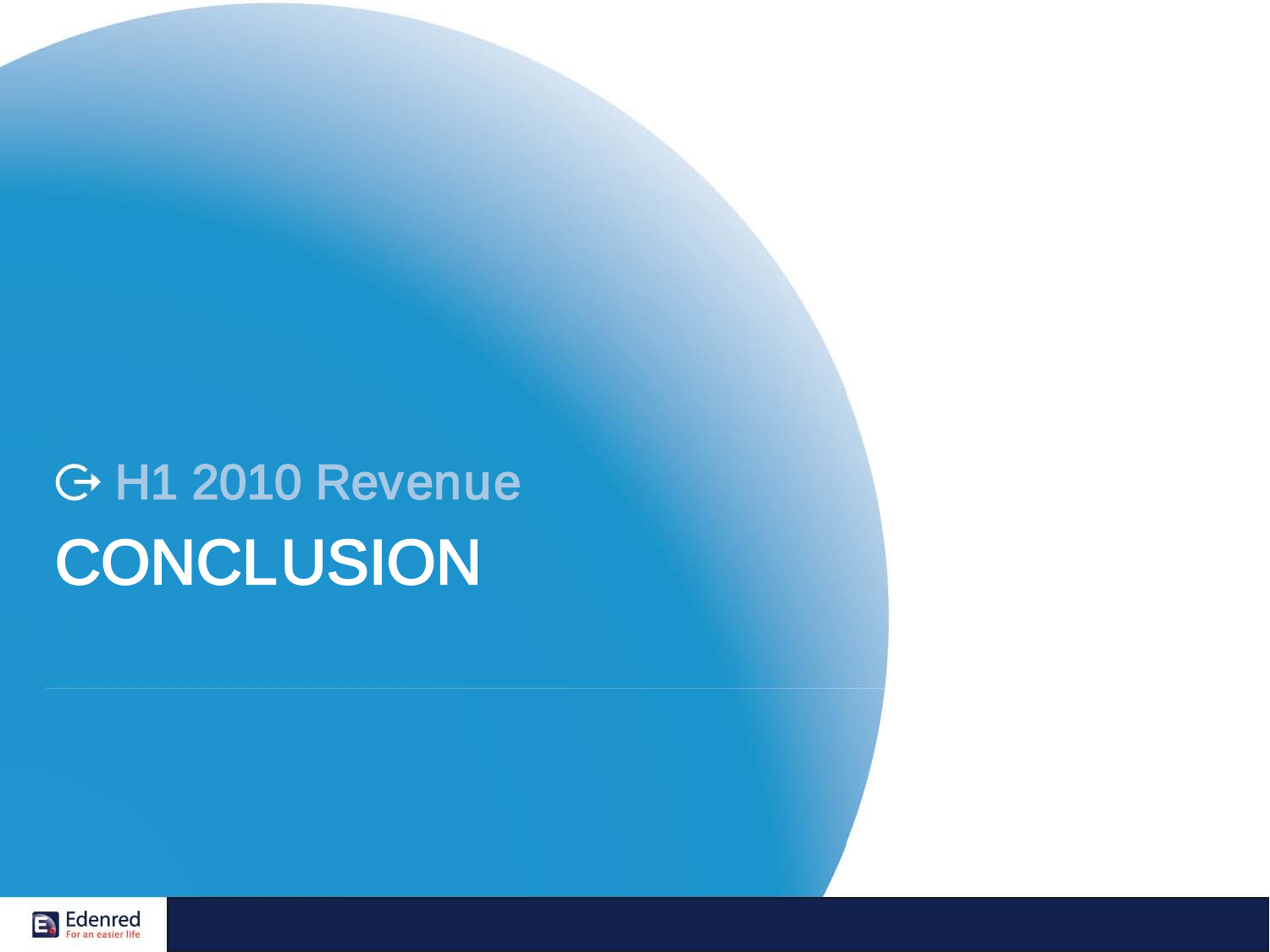H1 2010 Revenue

# CONCLUSION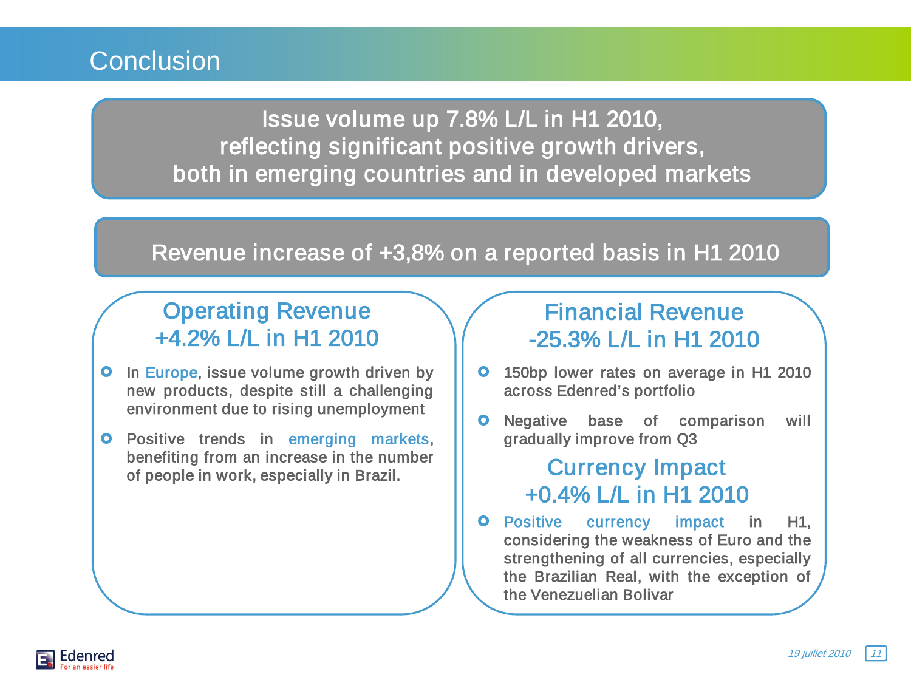# Conclusion

**Issue volume up 7.8% L/L in H1 2010, reflecting significant positive growth drivers, both in emerging countries and in developed markets**

**Revenue increase of +3,8% on a reported basis in H1 2010**

## Operating Revenue +4.2% L/L in H1 2010

- In Europe, issue volume growth driven by new products, despite still a challenging environment due to rising unemployment
- Positive trends in emerging markets, benefiting from an increase in the number of people in work, especially in Brazil.

## Financial Revenue -25.3% L/L in H1 2010

- 150bp lower rates on average in H1 2010 across Edenred's portfolio
- Negative base of comparison will gradually improve from Q3

## Currency Impact +0.4% L/L in H1 2010

- Positive currency impact in H1, considering the weakness of Euro and the strengthening of all currencies, especially the Brazilian Real, with the exception of the Venezuelian Bolivar

*19 juillet 2010*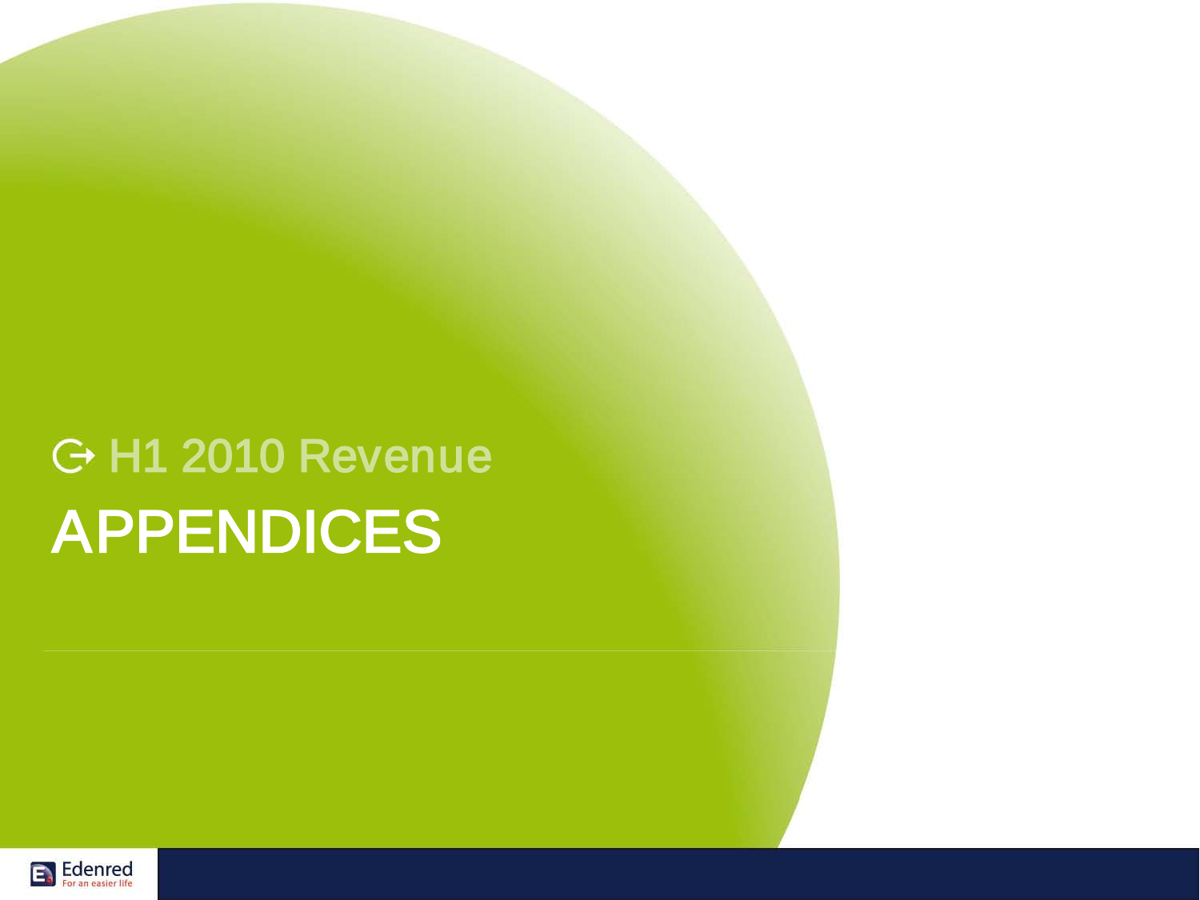H1 2010 Revenue

# APPENDICES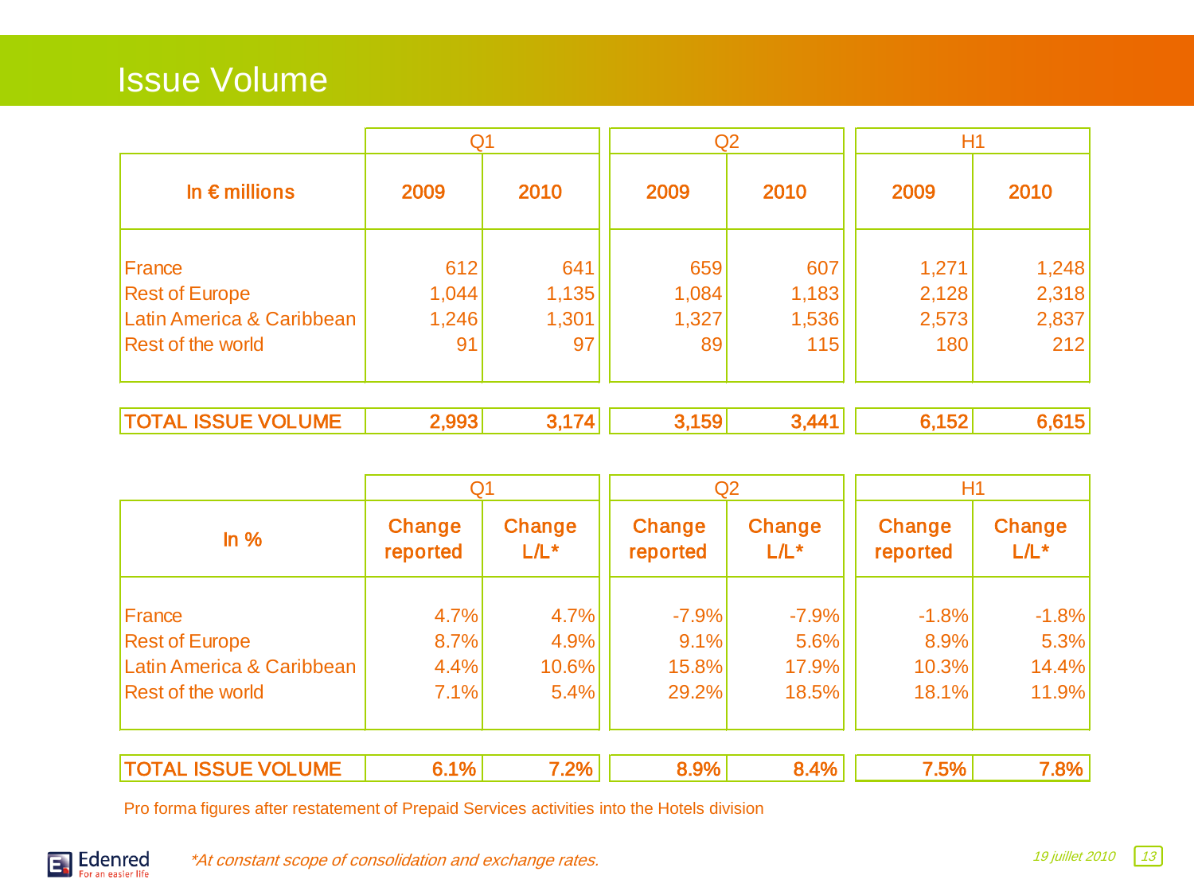# Issue Volume

| In € millions | Q1 | | Q2 | | H1 | |
|---|---|---|---|---|---|---|
| | 2009 | 2010 | 2009 | 2010 | 2009 | 2010 |
| France | 612 | 641 | 659 | 607 | 1,271 | 1,248 |
| Rest of Europe | 1,044 | 1,135 | 1,084 | 1,183 | 2,128 | 2,318 |
| Latin America & Caribbean | 1,246 | 1,301 | 1,327 | 1,536 | 2,573 | 2,837 |
| Rest of the world | 91 | 97 | 89 | 115 | 180 | 212 |
| **TOTAL ISSUE VOLUME** | **2,993** | **3,174** | **3,159** | **3,441** | **6,152** | **6,615** |

| In % | Q1 | | Q2 | | H1 | |
|---|---|---|---|---|---|---|
| | Change reported | Change L/L* | Change reported | Change L/L* | Change reported | Change L/L* |
| France | 4.7% | 4.7% | -7.9% | -7.9% | -1.8% | -1.8% |
| Rest of Europe | 8.7% | 4.9% | 9.1% | 5.6% | 8.9% | 5.3% |
| Latin America & Caribbean | 4.4% | 10.6% | 15.8% | 17.9% | 10.3% | 14.4% |
| Rest of the world | 7.1% | 5.4% | 29.2% | 18.5% | 18.1% | 11.9% |
| **TOTAL ISSUE VOLUME** | **6.1%** | **7.2%** | **8.9%** | **8.4%** | **7.5%** | **7.8%** |

Pro forma figures after restatement of Prepaid Services activities into the Hotels division

*\*At constant scope of consolidation and exchange rates.*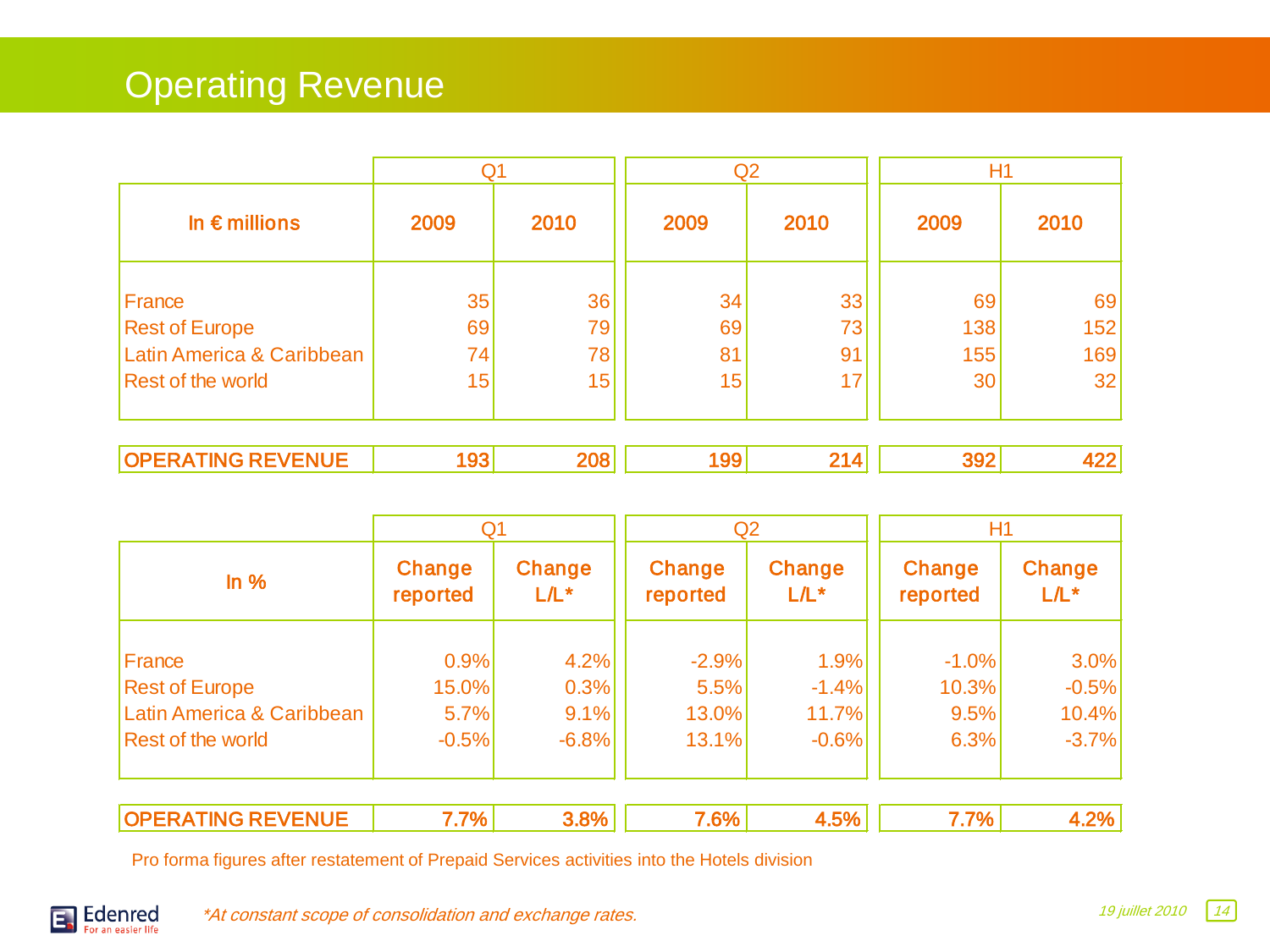# Operating Revenue

| In € millions | Q1 | | Q2 | | H1 | |
|---|---|---|---|---|---|---|
| | 2009 | 2010 | 2009 | 2010 | 2009 | 2010 |
| France | 35 | 36 | 34 | 33 | 69 | 69 |
| Rest of Europe | 69 | 79 | 69 | 73 | 138 | 152 |
| Latin America & Caribbean | 74 | 78 | 81 | 91 | 155 | 169 |
| Rest of the world | 15 | 15 | 15 | 17 | 30 | 32 |
| **OPERATING REVENUE** | **193** | **208** | **199** | **214** | **392** | **422** |

| In % | Q1 | | Q2 | | H1 | |
|---|---|---|---|---|---|---|
| | Change reported | Change L/L* | Change reported | Change L/L* | Change reported | Change L/L* |
| France | 0.9% | 4.2% | -2.9% | 1.9% | -1.0% | 3.0% |
| Rest of Europe | 15.0% | 0.3% | 5.5% | -1.4% | 10.3% | -0.5% |
| Latin America & Caribbean | 5.7% | 9.1% | 13.0% | 11.7% | 9.5% | 10.4% |
| Rest of the world | -0.5% | -6.8% | 13.1% | -0.6% | 6.3% | -3.7% |
| **OPERATING REVENUE** | **7.7%** | **3.8%** | **7.6%** | **4.5%** | **7.7%** | **4.2%** |

Pro forma figures after restatement of Prepaid Services activities into the Hotels division

*\*At constant scope of consolidation and exchange rates.*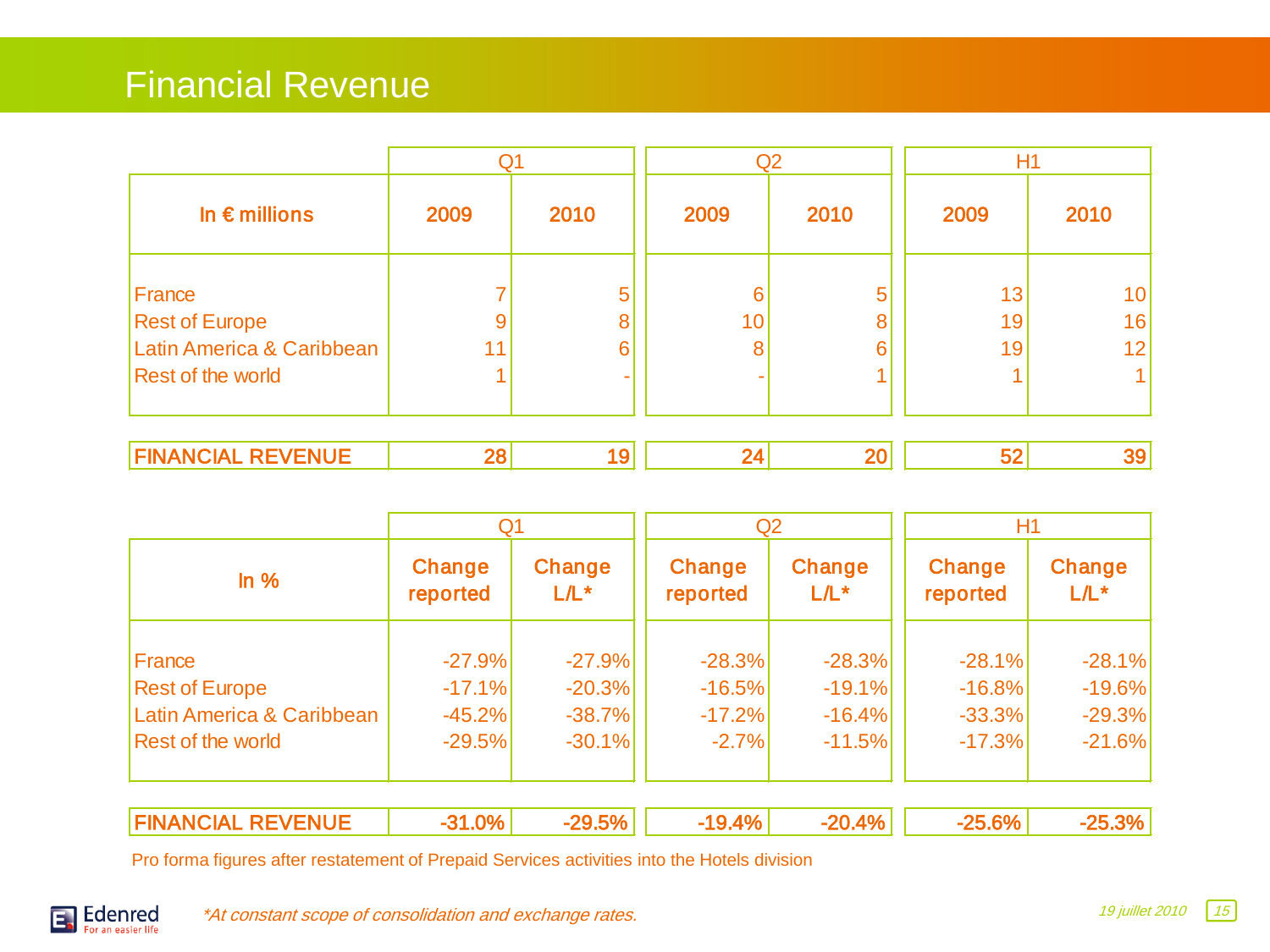# Financial Revenue

| In € millions | Q1 | | Q2 | | H1 | |
|---|---|---|---|---|---|---|
| | 2009 | 2010 | 2009 | 2010 | 2009 | 2010 |
| France | 7 | 5 | 6 | 5 | 13 | 10 |
| Rest of Europe | 9 | 8 | 10 | 8 | 19 | 16 |
| Latin America & Caribbean | 11 | 6 | 8 | 6 | 19 | 12 |
| Rest of the world | 1 | - | - | 1 | 1 | 1 |
| **FINANCIAL REVENUE** | **28** | **19** | **24** | **20** | **52** | **39** |

| In % | Q1 | | Q2 | | H1 | |
|---|---|---|---|---|---|---|
| | Change reported | Change L/L* | Change reported | Change L/L* | Change reported | Change L/L* |
| France | -27.9% | -27.9% | -28.3% | -28.3% | -28.1% | -28.1% |
| Rest of Europe | -17.1% | -20.3% | -16.5% | -19.1% | -16.8% | -19.6% |
| Latin America & Caribbean | -45.2% | -38.7% | -17.2% | -16.4% | -33.3% | -29.3% |
| Rest of the world | -29.5% | -30.1% | -2.7% | -11.5% | -17.3% | -21.6% |
| **FINANCIAL REVENUE** | **-31.0%** | **-29.5%** | **-19.4%** | **-20.4%** | **-25.6%** | **-25.3%** |

Pro forma figures after restatement of Prepaid Services activities into the Hotels division

*\*At constant scope of consolidation and exchange rates.*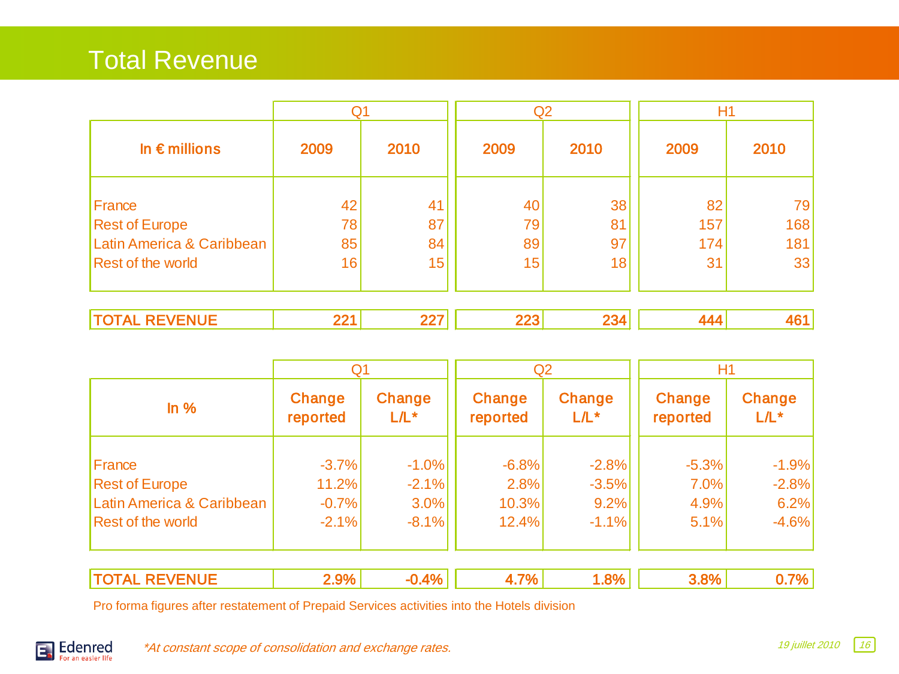# Total Revenue

| In € millions | Q1 | | Q2 | | H1 | |
|---|---|---|---|---|---|---|
| | 2009 | 2010 | 2009 | 2010 | 2009 | 2010 |
| France | 42 | 41 | 40 | 38 | 82 | 79 |
| Rest of Europe | 78 | 87 | 79 | 81 | 157 | 168 |
| Latin America & Caribbean | 85 | 84 | 89 | 97 | 174 | 181 |
| Rest of the world | 16 | 15 | 15 | 18 | 31 | 33 |
| **TOTAL REVENUE** | **221** | **227** | **223** | **234** | **444** | **461** |

| In % | Q1 | | Q2 | | H1 | |
|---|---|---|---|---|---|---|
| | Change reported | Change L/L* | Change reported | Change L/L* | Change reported | Change L/L* |
| France | -3.7% | -1.0% | -6.8% | -2.8% | -5.3% | -1.9% |
| Rest of Europe | 11.2% | -2.1% | 2.8% | -3.5% | 7.0% | -2.8% |
| Latin America & Caribbean | -0.7% | 3.0% | 10.3% | 9.2% | 4.9% | 6.2% |
| Rest of the world | -2.1% | -8.1% | 12.4% | -1.1% | 5.1% | -4.6% |
| **TOTAL REVENUE** | **2.9%** | **-0.4%** | **4.7%** | **1.8%** | **3.8%** | **0.7%** |

Pro forma figures after restatement of Prepaid Services activities into the Hotels division

*\*At constant scope of consolidation and exchange rates.*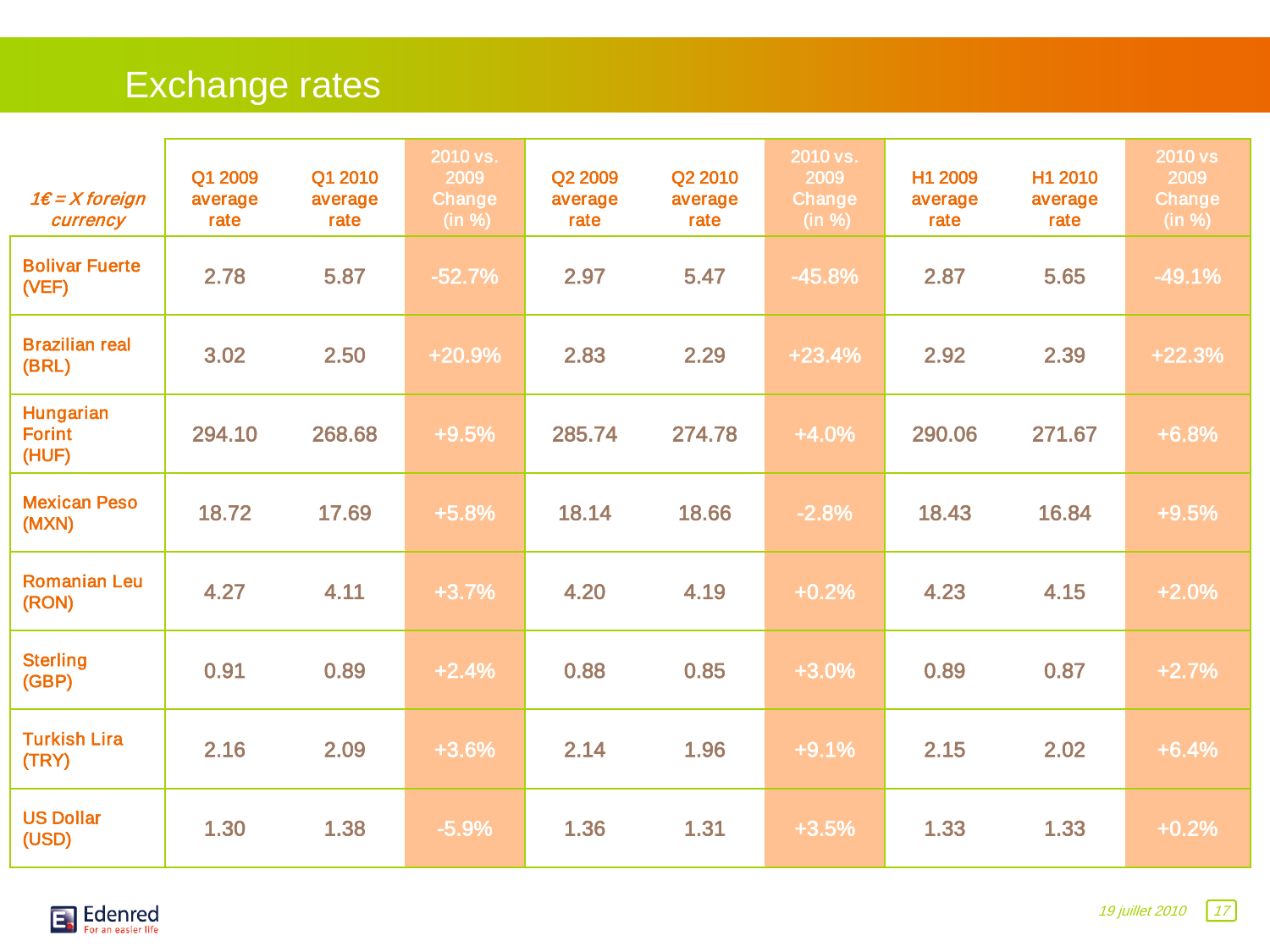# Exchange rates

| *1€ = X foreign currency* | Q1 2009 average rate | Q1 2010 average rate | 2010 vs. 2009 Change (in %) | Q2 2009 average rate | Q2 2010 average rate | 2010 vs. 2009 Change (in %) | H1 2009 average rate | H1 2010 average rate | 2010 vs 2009 Change (in %) |
|---|---|---|---|---|---|---|---|---|---|
| **Bolivar Fuerte (VEF)** | 2.78 | 5.87 | -52.7% | 2.97 | 5.47 | -45.8% | 2.87 | 5.65 | -49.1% |
| **Brazilian real (BRL)** | 3.02 | 2.50 | +20.9% | 2.83 | 2.29 | +23.4% | 2.92 | 2.39 | +22.3% |
| **Hungarian Forint (HUF)** | 294.10 | 268.68 | +9.5% | 285.74 | 274.78 | +4.0% | 290.06 | 271.67 | +6.8% |
| **Mexican Peso (MXN)** | 18.72 | 17.69 | +5.8% | 18.14 | 18.66 | -2.8% | 18.43 | 16.84 | +9.5% |
| **Romanian Leu (RON)** | 4.27 | 4.11 | +3.7% | 4.20 | 4.19 | +0.2% | 4.23 | 4.15 | +2.0% |
| **Sterling (GBP)** | 0.91 | 0.89 | +2.4% | 0.88 | 0.85 | +3.0% | 0.89 | 0.87 | +2.7% |
| **Turkish Lira (TRY)** | 2.16 | 2.09 | +3.6% | 2.14 | 1.96 | +9.1% | 2.15 | 2.02 | +6.4% |
| **US Dollar (USD)** | 1.30 | 1.38 | -5.9% | 1.36 | 1.31 | +3.5% | 1.33 | 1.33 | +0.2% |

Edenred
For an easier life

*19 juillet 2010*